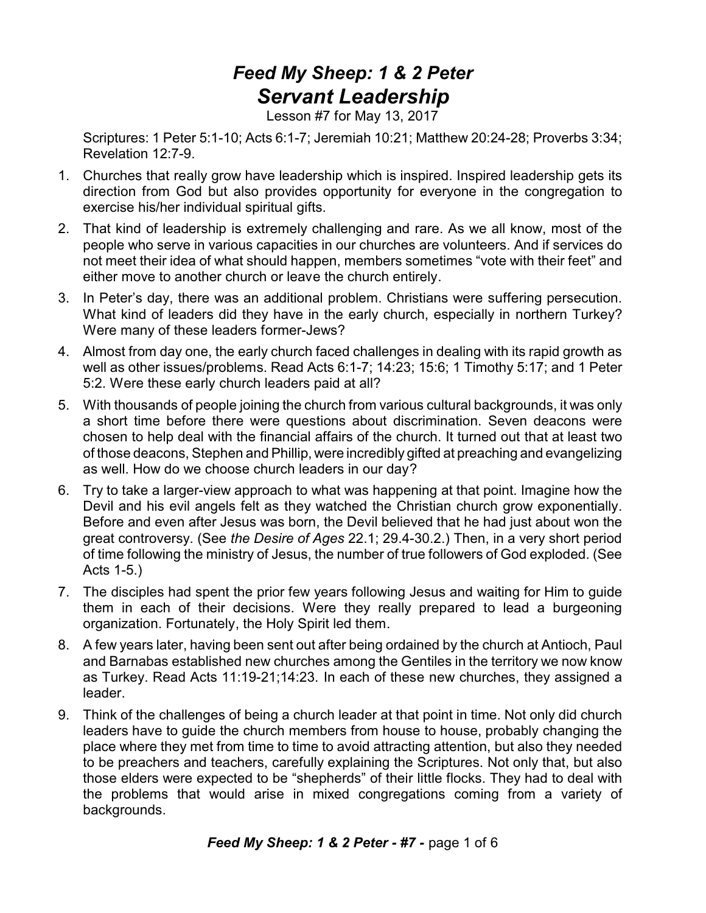# *Feed My Sheep: 1 & 2 Peter*
## *Servant Leadership*

Lesson #7 for May 13, 2017

Scriptures: 1 Peter 5:1-10; Acts 6:1-7; Jeremiah 10:21; Matthew 20:24-28; Proverbs 3:34; Revelation 12:7-9.

1. Churches that really grow have leadership which is inspired. Inspired leadership gets its direction from God but also provides opportunity for everyone in the congregation to exercise his/her individual spiritual gifts.
2. That kind of leadership is extremely challenging and rare. As we all know, most of the people who serve in various capacities in our churches are volunteers. And if services do not meet their idea of what should happen, members sometimes "vote with their feet" and either move to another church or leave the church entirely.
3. In Peter's day, there was an additional problem. Christians were suffering persecution. What kind of leaders did they have in the early church, especially in northern Turkey? Were many of these leaders former-Jews?
4. Almost from day one, the early church faced challenges in dealing with its rapid growth as well as other issues/problems. Read Acts 6:1-7; 14:23; 15:6; 1 Timothy 5:17; and 1 Peter 5:2. Were these early church leaders paid at all?
5. With thousands of people joining the church from various cultural backgrounds, it was only a short time before there were questions about discrimination. Seven deacons were chosen to help deal with the financial affairs of the church. It turned out that at least two of those deacons, Stephen and Phillip, were incredibly gifted at preaching and evangelizing as well. How do we choose church leaders in our day?
6. Try to take a larger-view approach to what was happening at that point. Imagine how the Devil and his evil angels felt as they watched the Christian church grow exponentially. Before and even after Jesus was born, the Devil believed that he had just about won the great controversy. (See *the Desire of Ages* 22.1; 29.4-30.2.) Then, in a very short period of time following the ministry of Jesus, the number of true followers of God exploded. (See Acts 1-5.)
7. The disciples had spent the prior few years following Jesus and waiting for Him to guide them in each of their decisions. Were they really prepared to lead a burgeoning organization. Fortunately, the Holy Spirit led them.
8. A few years later, having been sent out after being ordained by the church at Antioch, Paul and Barnabas established new churches among the Gentiles in the territory we now know as Turkey. Read Acts 11:19-21;14:23. In each of these new churches, they assigned a leader.
9. Think of the challenges of being a church leader at that point in time. Not only did church leaders have to guide the church members from house to house, probably changing the place where they met from time to time to avoid attracting attention, but also they needed to be preachers and teachers, carefully explaining the Scriptures. Not only that, but also those elders were expected to be "shepherds" of their little flocks. They had to deal with the problems that would arise in mixed congregations coming from a variety of backgrounds.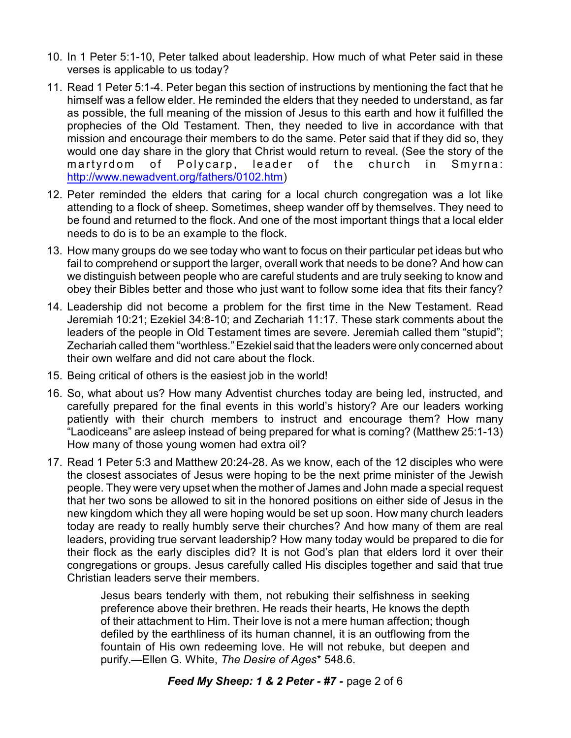10. In 1 Peter 5:1-10, Peter talked about leadership. How much of what Peter said in these verses is applicable to us today?

11. Read 1 Peter 5:1-4. Peter began this section of instructions by mentioning the fact that he himself was a fellow elder. He reminded the elders that they needed to understand, as far as possible, the full meaning of the mission of Jesus to this earth and how it fulfilled the prophecies of the Old Testament. Then, they needed to live in accordance with that mission and encourage their members to do the same. Peter said that if they did so, they would one day share in the glory that Christ would return to reveal. (See the story of the martyrdom of Polycarp, leader of the church in Smyrna: http://www.newadvent.org/fathers/0102.htm)

12. Peter reminded the elders that caring for a local church congregation was a lot like attending to a flock of sheep. Sometimes, sheep wander off by themselves. They need to be found and returned to the flock. And one of the most important things that a local elder needs to do is to be an example to the flock.

13. How many groups do we see today who want to focus on their particular pet ideas but who fail to comprehend or support the larger, overall work that needs to be done? And how can we distinguish between people who are careful students and are truly seeking to know and obey their Bibles better and those who just want to follow some idea that fits their fancy?

14. Leadership did not become a problem for the first time in the New Testament. Read Jeremiah 10:21; Ezekiel 34:8-10; and Zechariah 11:17. These stark comments about the leaders of the people in Old Testament times are severe. Jeremiah called them "stupid"; Zechariah called them "worthless." Ezekiel said that the leaders were only concerned about their own welfare and did not care about the flock.

15. Being critical of others is the easiest job in the world!

16. So, what about us? How many Adventist churches today are being led, instructed, and carefully prepared for the final events in this world's history? Are our leaders working patiently with their church members to instruct and encourage them? How many "Laodiceans" are asleep instead of being prepared for what is coming? (Matthew 25:1-13) How many of those young women had extra oil?

17. Read 1 Peter 5:3 and Matthew 20:24-28. As we know, each of the 12 disciples who were the closest associates of Jesus were hoping to be the next prime minister of the Jewish people. They were very upset when the mother of James and John made a special request that her two sons be allowed to sit in the honored positions on either side of Jesus in the new kingdom which they all were hoping would be set up soon. How many church leaders today are ready to really humbly serve their churches? And how many of them are real leaders, providing true servant leadership? How many today would be prepared to die for their flock as the early disciples did? It is not God's plan that elders lord it over their congregations or groups. Jesus carefully called His disciples together and said that true Christian leaders serve their members.

> Jesus bears tenderly with them, not rebuking their selfishness in seeking preference above their brethren. He reads their hearts, He knows the depth of their attachment to Him. Their love is not a mere human affection; though defiled by the earthliness of its human channel, it is an outflowing from the fountain of His own redeeming love. He will not rebuke, but deepen and purify.—Ellen G. White, *The Desire of Ages** 548.6.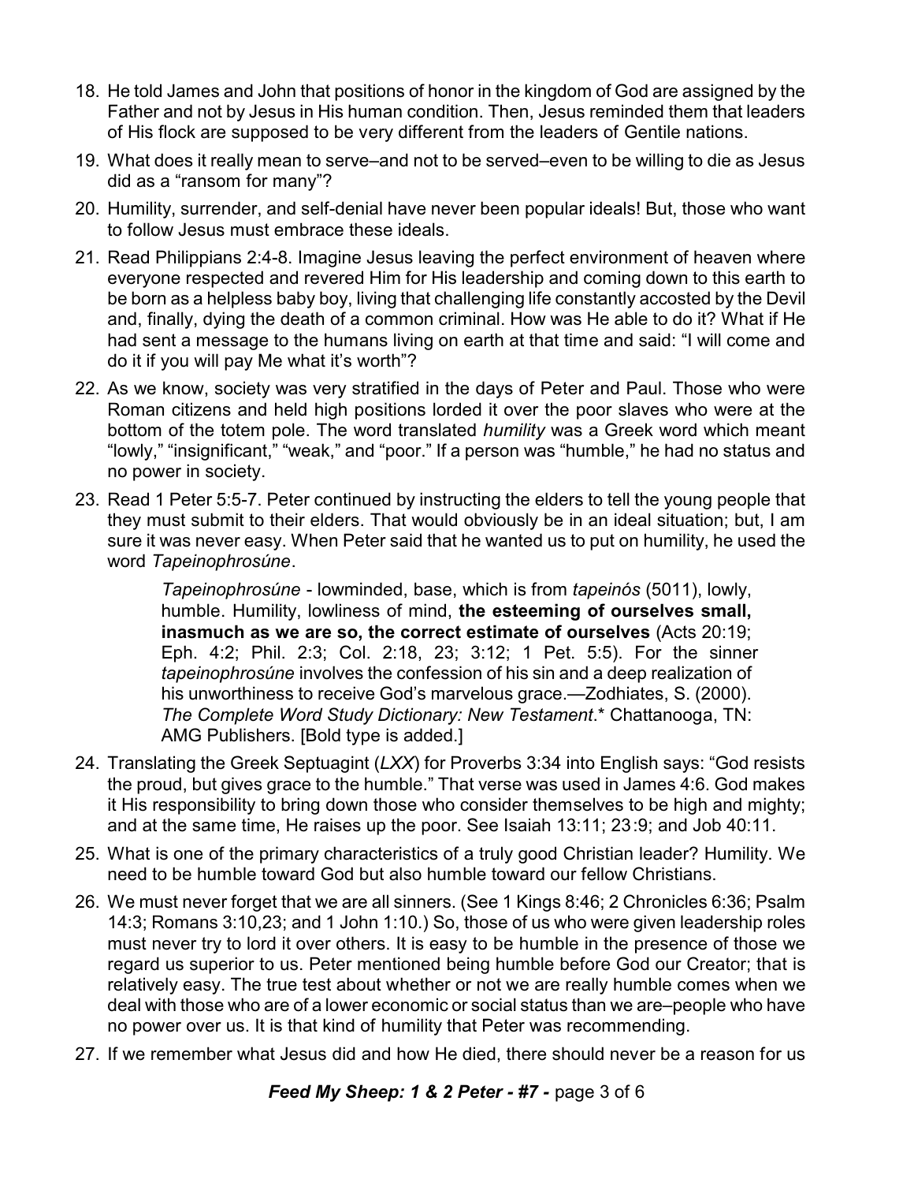18. He told James and John that positions of honor in the kingdom of God are assigned by the Father and not by Jesus in His human condition. Then, Jesus reminded them that leaders of His flock are supposed to be very different from the leaders of Gentile nations.

19. What does it really mean to serve–and not to be served–even to be willing to die as Jesus did as a "ransom for many"?

20. Humility, surrender, and self-denial have never been popular ideals! But, those who want to follow Jesus must embrace these ideals.

21. Read Philippians 2:4-8. Imagine Jesus leaving the perfect environment of heaven where everyone respected and revered Him for His leadership and coming down to this earth to be born as a helpless baby boy, living that challenging life constantly accosted by the Devil and, finally, dying the death of a common criminal. How was He able to do it? What if He had sent a message to the humans living on earth at that time and said: "I will come and do it if you will pay Me what it's worth"?

22. As we know, society was very stratified in the days of Peter and Paul. Those who were Roman citizens and held high positions lorded it over the poor slaves who were at the bottom of the totem pole. The word translated *humility* was a Greek word which meant "lowly," "insignificant," "weak," and "poor." If a person was "humble," he had no status and no power in society.

23. Read 1 Peter 5:5-7. Peter continued by instructing the elders to tell the young people that they must submit to their elders. That would obviously be in an ideal situation; but, I am sure it was never easy. When Peter said that he wanted us to put on humility, he used the word *Tapeinophrosúne*.

    > *Tapeinophrosúne* - lowminded, base, which is from *tapeinós* (5011), lowly, humble. Humility, lowliness of mind, **the esteeming of ourselves small, inasmuch as we are so, the correct estimate of ourselves** (Acts 20:19; Eph. 4:2; Phil. 2:3; Col. 2:18, 23; 3:12; 1 Pet. 5:5). For the sinner *tapeinophrosúne* involves the confession of his sin and a deep realization of his unworthiness to receive God's marvelous grace.—Zodhiates, S. (2000). *The Complete Word Study Dictionary: New Testament*.* Chattanooga, TN: AMG Publishers. [Bold type is added.]

24. Translating the Greek Septuagint (*LXX*) for Proverbs 3:34 into English says: "God resists the proud, but gives grace to the humble." That verse was used in James 4:6. God makes it His responsibility to bring down those who consider themselves to be high and mighty; and at the same time, He raises up the poor. See Isaiah 13:11; 23:9; and Job 40:11.

25. What is one of the primary characteristics of a truly good Christian leader? Humility. We need to be humble toward God but also humble toward our fellow Christians.

26. We must never forget that we are all sinners. (See 1 Kings 8:46; 2 Chronicles 6:36; Psalm 14:3; Romans 3:10,23; and 1 John 1:10.) So, those of us who were given leadership roles must never try to lord it over others. It is easy to be humble in the presence of those we regard us superior to us. Peter mentioned being humble before God our Creator; that is relatively easy. The true test about whether or not we are really humble comes when we deal with those who are of a lower economic or social status than we are–people who have no power over us. It is that kind of humility that Peter was recommending.

27. If we remember what Jesus did and how He died, there should never be a reason for us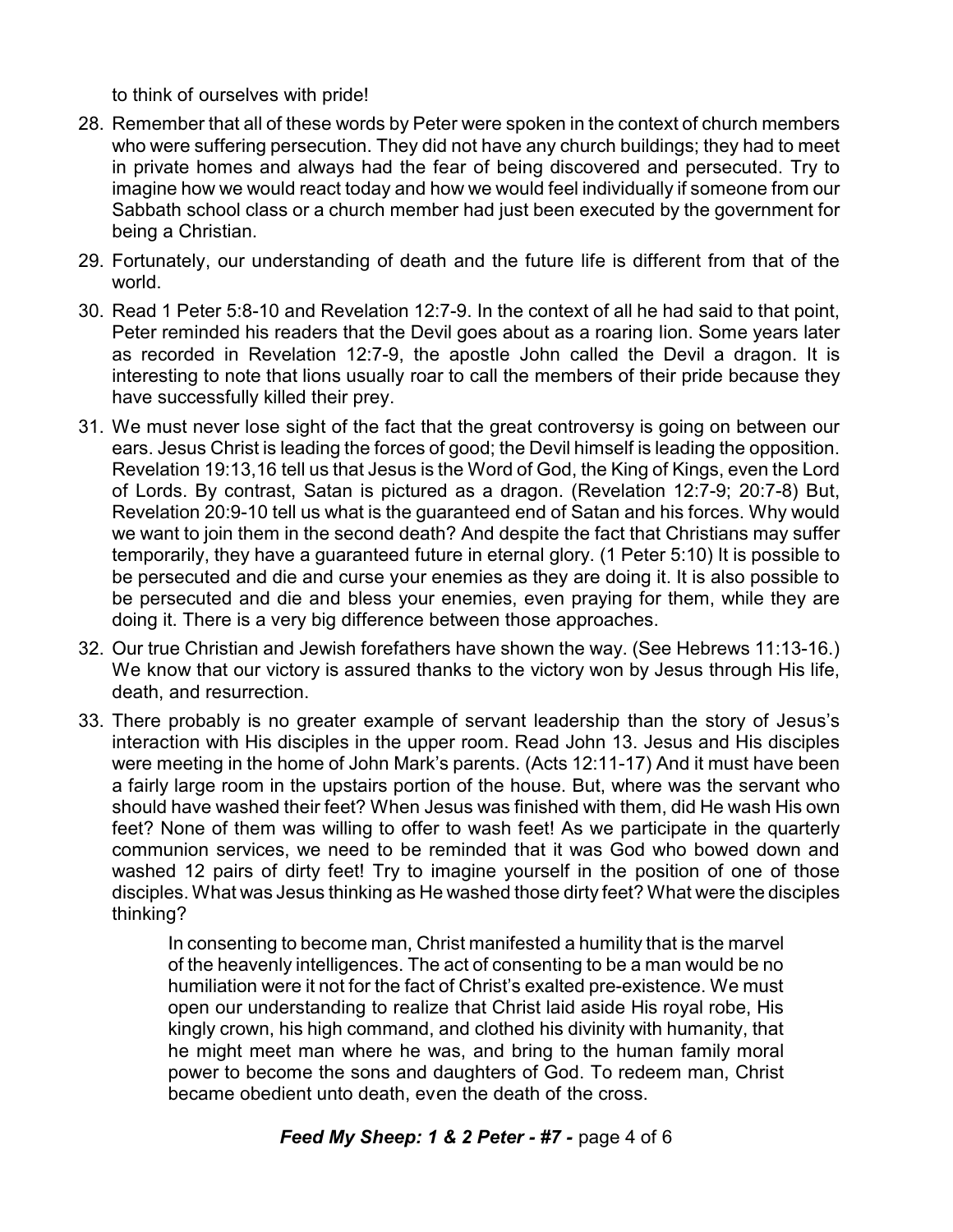to think of ourselves with pride!

28. Remember that all of these words by Peter were spoken in the context of church members who were suffering persecution. They did not have any church buildings; they had to meet in private homes and always had the fear of being discovered and persecuted. Try to imagine how we would react today and how we would feel individually if someone from our Sabbath school class or a church member had just been executed by the government for being a Christian.

29. Fortunately, our understanding of death and the future life is different from that of the world.

30. Read 1 Peter 5:8-10 and Revelation 12:7-9. In the context of all he had said to that point, Peter reminded his readers that the Devil goes about as a roaring lion. Some years later as recorded in Revelation 12:7-9, the apostle John called the Devil a dragon. It is interesting to note that lions usually roar to call the members of their pride because they have successfully killed their prey.

31. We must never lose sight of the fact that the great controversy is going on between our ears. Jesus Christ is leading the forces of good; the Devil himself is leading the opposition. Revelation 19:13,16 tell us that Jesus is the Word of God, the King of Kings, even the Lord of Lords. By contrast, Satan is pictured as a dragon. (Revelation 12:7-9; 20:7-8) But, Revelation 20:9-10 tell us what is the guaranteed end of Satan and his forces. Why would we want to join them in the second death? And despite the fact that Christians may suffer temporarily, they have a guaranteed future in eternal glory. (1 Peter 5:10) It is possible to be persecuted and die and curse your enemies as they are doing it. It is also possible to be persecuted and die and bless your enemies, even praying for them, while they are doing it. There is a very big difference between those approaches.

32. Our true Christian and Jewish forefathers have shown the way. (See Hebrews 11:13-16.) We know that our victory is assured thanks to the victory won by Jesus through His life, death, and resurrection.

33. There probably is no greater example of servant leadership than the story of Jesus's interaction with His disciples in the upper room. Read John 13. Jesus and His disciples were meeting in the home of John Mark's parents. (Acts 12:11-17) And it must have been a fairly large room in the upstairs portion of the house. But, where was the servant who should have washed their feet? When Jesus was finished with them, did He wash His own feet? None of them was willing to offer to wash feet! As we participate in the quarterly communion services, we need to be reminded that it was God who bowed down and washed 12 pairs of dirty feet! Try to imagine yourself in the position of one of those disciples. What was Jesus thinking as He washed those dirty feet? What were the disciples thinking?

    In consenting to become man, Christ manifested a humility that is the marvel of the heavenly intelligences. The act of consenting to be a man would be no humiliation were it not for the fact of Christ's exalted pre-existence. We must open our understanding to realize that Christ laid aside His royal robe, His kingly crown, his high command, and clothed his divinity with humanity, that he might meet man where he was, and bring to the human family moral power to become the sons and daughters of God. To redeem man, Christ became obedient unto death, even the death of the cross.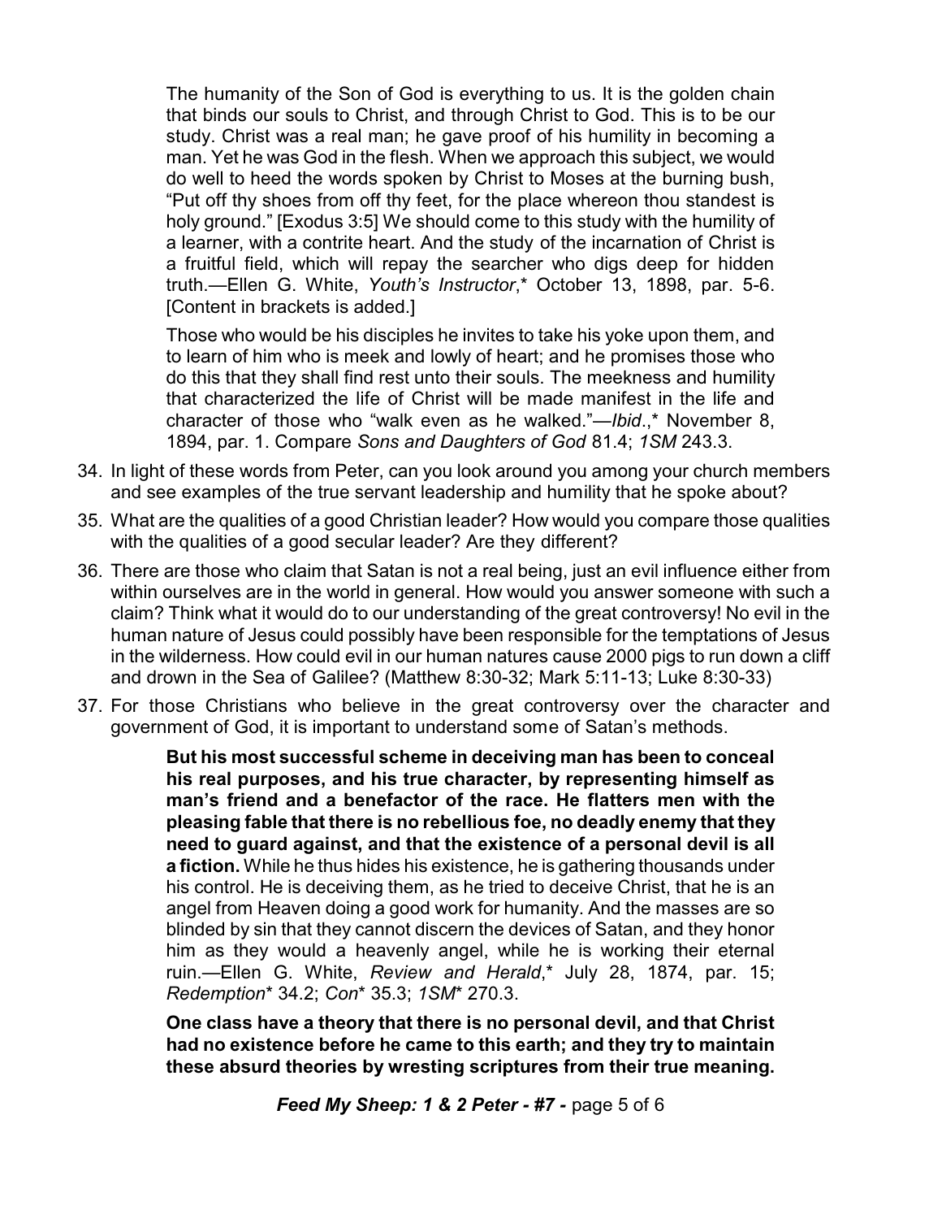The humanity of the Son of God is everything to us. It is the golden chain that binds our souls to Christ, and through Christ to God. This is to be our study. Christ was a real man; he gave proof of his humility in becoming a man. Yet he was God in the flesh. When we approach this subject, we would do well to heed the words spoken by Christ to Moses at the burning bush, "Put off thy shoes from off thy feet, for the place whereon thou standest is holy ground." [Exodus 3:5] We should come to this study with the humility of a learner, with a contrite heart. And the study of the incarnation of Christ is a fruitful field, which will repay the searcher who digs deep for hidden truth.—Ellen G. White, *Youth's Instructor*,* October 13, 1898, par. 5-6. [Content in brackets is added.]

Those who would be his disciples he invites to take his yoke upon them, and to learn of him who is meek and lowly of heart; and he promises those who do this that they shall find rest unto their souls. The meekness and humility that characterized the life of Christ will be made manifest in the life and character of those who "walk even as he walked."—*Ibid*.,* November 8, 1894, par. 1. Compare *Sons and Daughters of God* 81.4; *1SM* 243.3.

34. In light of these words from Peter, can you look around you among your church members and see examples of the true servant leadership and humility that he spoke about?
35. What are the qualities of a good Christian leader? How would you compare those qualities with the qualities of a good secular leader? Are they different?
36. There are those who claim that Satan is not a real being, just an evil influence either from within ourselves are in the world in general. How would you answer someone with such a claim? Think what it would do to our understanding of the great controversy! No evil in the human nature of Jesus could possibly have been responsible for the temptations of Jesus in the wilderness. How could evil in our human natures cause 2000 pigs to run down a cliff and drown in the Sea of Galilee? (Matthew 8:30-32; Mark 5:11-13; Luke 8:30-33)
37. For those Christians who believe in the great controversy over the character and government of God, it is important to understand some of Satan's methods.

    **But his most successful scheme in deceiving man has been to conceal his real purposes, and his true character, by representing himself as man's friend and a benefactor of the race. He flatters men with the pleasing fable that there is no rebellious foe, no deadly enemy that they need to guard against, and that the existence of a personal devil is all a fiction.** While he thus hides his existence, he is gathering thousands under his control. He is deceiving them, as he tried to deceive Christ, that he is an angel from Heaven doing a good work for humanity. And the masses are so blinded by sin that they cannot discern the devices of Satan, and they honor him as they would a heavenly angel, while he is working their eternal ruin.—Ellen G. White, *Review and Herald*,* July 28, 1874, par. 15; *Redemption** 34.2; *Con** 35.3; *1SM** 270.3.

    **One class have a theory that there is no personal devil, and that Christ had no existence before he came to this earth; and they try to maintain these absurd theories by wresting scriptures from their true meaning.**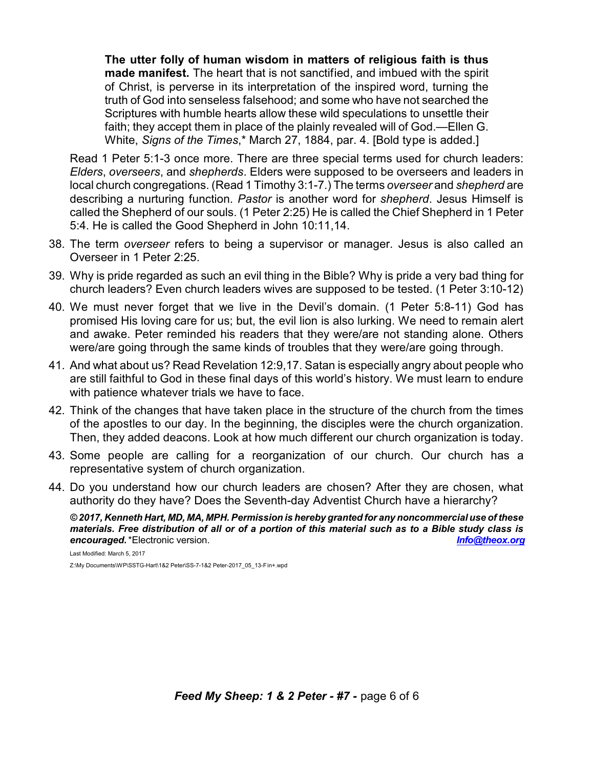> **The utter folly of human wisdom in matters of religious faith is thus made manifest.** The heart that is not sanctified, and imbued with the spirit of Christ, is perverse in its interpretation of the inspired word, turning the truth of God into senseless falsehood; and some who have not searched the Scriptures with humble hearts allow these wild speculations to unsettle their faith; they accept them in place of the plainly revealed will of God.—Ellen G. White, *Signs of the Times*,* March 27, 1884, par. 4. [Bold type is added.]

Read 1 Peter 5:1-3 once more. There are three special terms used for church leaders: *Elders*, *overseers*, and *shepherds*. Elders were supposed to be overseers and leaders in local church congregations. (Read 1 Timothy 3:1-7.) The terms *overseer* and *shepherd* are describing a nurturing function. *Pastor* is another word for *shepherd*. Jesus Himself is called the Shepherd of our souls. (1 Peter 2:25) He is called the Chief Shepherd in 1 Peter 5:4. He is called the Good Shepherd in John 10:11,14.

38. The term *overseer* refers to being a supervisor or manager. Jesus is also called an Overseer in 1 Peter 2:25.
39. Why is pride regarded as such an evil thing in the Bible? Why is pride a very bad thing for church leaders? Even church leaders wives are supposed to be tested. (1 Peter 3:10-12)
40. We must never forget that we live in the Devil's domain. (1 Peter 5:8-11) God has promised His loving care for us; but, the evil lion is also lurking. We need to remain alert and awake. Peter reminded his readers that they were/are not standing alone. Others were/are going through the same kinds of troubles that they were/are going through.
41. And what about us? Read Revelation 12:9,17. Satan is especially angry about people who are still faithful to God in these final days of this world's history. We must learn to endure with patience whatever trials we have to face.
42. Think of the changes that have taken place in the structure of the church from the times of the apostles to our day. In the beginning, the disciples were the church organization. Then, they added deacons. Look at how much different our church organization is today.
43. Some people are calling for a reorganization of our church. Our church has a representative system of church organization.
44. Do you understand how our church leaders are chosen? After they are chosen, what authority do they have? Does the Seventh-day Adventist Church have a hierarchy?

***© 2017, Kenneth Hart, MD, MA, MPH. Permission is hereby granted for any noncommercial use of these materials. Free distribution of all or of a portion of this material such as to a Bible study class is encouraged.*** *Electronic version. ***Info@theox.org***

Last Modified: March 5, 2017

Z:\My Documents\WP\SSTG-Hart\1&2 Peter\SS-7-1&2 Peter-2017_05_13-Fin+.wpd